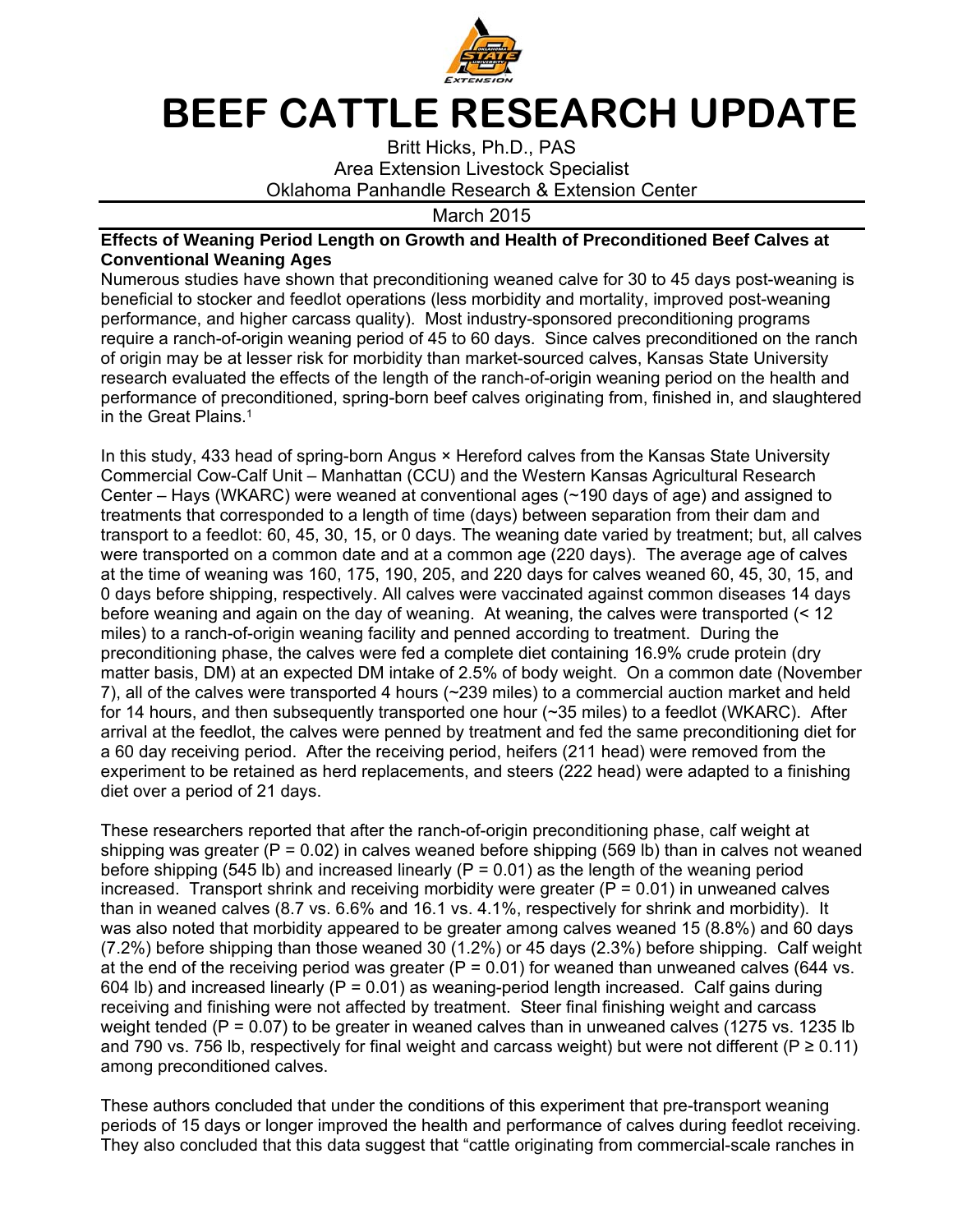# BEEF CATTLE RESEARCH UPDATE

Britt Hicks, Ph.D., PAS
Area Extension Livestock Specialist
Oklahoma Panhandle Research & Extension Center

March 2015

**Effects of Weaning Period Length on Growth and Health of Preconditioned Beef Calves at Conventional Weaning Ages**

Numerous studies have shown that preconditioning weaned calve for 30 to 45 days post-weaning is beneficial to stocker and feedlot operations (less morbidity and mortality, improved post-weaning performance, and higher carcass quality). Most industry-sponsored preconditioning programs require a ranch-of-origin weaning period of 45 to 60 days. Since calves preconditioned on the ranch of origin may be at lesser risk for morbidity than market-sourced calves, Kansas State University research evaluated the effects of the length of the ranch-of-origin weaning period on the health and performance of preconditioned, spring-born beef calves originating from, finished in, and slaughtered in the Great Plains.[1]

In this study, 433 head of spring-born Angus × Hereford calves from the Kansas State University Commercial Cow-Calf Unit – Manhattan (CCU) and the Western Kansas Agricultural Research Center – Hays (WKARC) were weaned at conventional ages (~190 days of age) and assigned to treatments that corresponded to a length of time (days) between separation from their dam and transport to a feedlot: 60, 45, 30, 15, or 0 days. The weaning date varied by treatment; but, all calves were transported on a common date and at a common age (220 days). The average age of calves at the time of weaning was 160, 175, 190, 205, and 220 days for calves weaned 60, 45, 30, 15, and 0 days before shipping, respectively. All calves were vaccinated against common diseases 14 days before weaning and again on the day of weaning. At weaning, the calves were transported (< 12 miles) to a ranch-of-origin weaning facility and penned according to treatment. During the preconditioning phase, the calves were fed a complete diet containing 16.9% crude protein (dry matter basis, DM) at an expected DM intake of 2.5% of body weight. On a common date (November 7), all of the calves were transported 4 hours (~239 miles) to a commercial auction market and held for 14 hours, and then subsequently transported one hour (~35 miles) to a feedlot (WKARC). After arrival at the feedlot, the calves were penned by treatment and fed the same preconditioning diet for a 60 day receiving period. After the receiving period, heifers (211 head) were removed from the experiment to be retained as herd replacements, and steers (222 head) were adapted to a finishing diet over a period of 21 days.

These researchers reported that after the ranch-of-origin preconditioning phase, calf weight at shipping was greater ($P = 0.02$) in calves weaned before shipping (569 lb) than in calves not weaned before shipping (545 lb) and increased linearly ($P = 0.01$) as the length of the weaning period increased. Transport shrink and receiving morbidity were greater ($P = 0.01$) in unweaned calves than in weaned calves (8.7 vs. 6.6% and 16.1 vs. 4.1%, respectively for shrink and morbidity). It was also noted that morbidity appeared to be greater among calves weaned 15 (8.8%) and 60 days (7.2%) before shipping than those weaned 30 (1.2%) or 45 days (2.3%) before shipping. Calf weight at the end of the receiving period was greater ($P = 0.01$) for weaned than unweaned calves (644 vs. 604 lb) and increased linearly ($P = 0.01$) as weaning-period length increased. Calf gains during receiving and finishing were not affected by treatment. Steer final finishing weight and carcass weight tended ($P = 0.07$) to be greater in weaned calves than in unweaned calves (1275 vs. 1235 lb and 790 vs. 756 lb, respectively for final weight and carcass weight) but were not different ($P \geq 0.11$) among preconditioned calves.

These authors concluded that under the conditions of this experiment that pre-transport weaning periods of 15 days or longer improved the health and performance of calves during feedlot receiving. They also concluded that this data suggest that "cattle originating from commercial-scale ranches in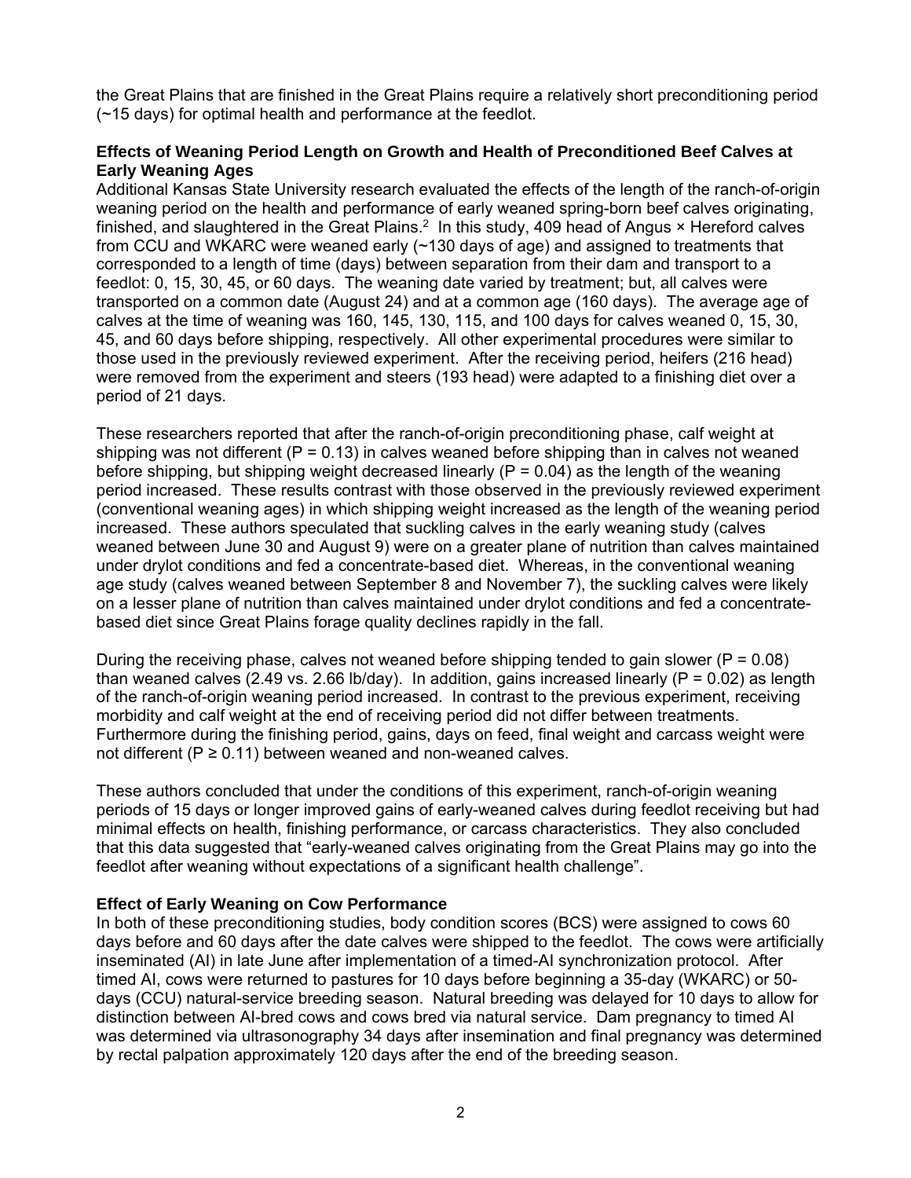the Great Plains that are finished in the Great Plains require a relatively short preconditioning period (~15 days) for optimal health and performance at the feedlot.

**Effects of Weaning Period Length on Growth and Health of Preconditioned Beef Calves at Early Weaning Ages**

Additional Kansas State University research evaluated the effects of the length of the ranch-of-origin weaning period on the health and performance of early weaned spring-born beef calves originating, finished, and slaughtered in the Great Plains.[2] In this study, 409 head of Angus × Hereford calves from CCU and WKARC were weaned early (~130 days of age) and assigned to treatments that corresponded to a length of time (days) between separation from their dam and transport to a feedlot: 0, 15, 30, 45, or 60 days. The weaning date varied by treatment; but, all calves were transported on a common date (August 24) and at a common age (160 days). The average age of calves at the time of weaning was 160, 145, 130, 115, and 100 days for calves weaned 0, 15, 30, 45, and 60 days before shipping, respectively. All other experimental procedures were similar to those used in the previously reviewed experiment. After the receiving period, heifers (216 head) were removed from the experiment and steers (193 head) were adapted to a finishing diet over a period of 21 days.

These researchers reported that after the ranch-of-origin preconditioning phase, calf weight at shipping was not different ($P = 0.13$) in calves weaned before shipping than in calves not weaned before shipping, but shipping weight decreased linearly ($P = 0.04$) as the length of the weaning period increased. These results contrast with those observed in the previously reviewed experiment (conventional weaning ages) in which shipping weight increased as the length of the weaning period increased. These authors speculated that suckling calves in the early weaning study (calves weaned between June 30 and August 9) were on a greater plane of nutrition than calves maintained under drylot conditions and fed a concentrate-based diet. Whereas, in the conventional weaning age study (calves weaned between September 8 and November 7), the suckling calves were likely on a lesser plane of nutrition than calves maintained under drylot conditions and fed a concentrate-based diet since Great Plains forage quality declines rapidly in the fall.

During the receiving phase, calves not weaned before shipping tended to gain slower ($P = 0.08$) than weaned calves (2.49 vs. 2.66 lb/day). In addition, gains increased linearly ($P = 0.02$) as length of the ranch-of-origin weaning period increased. In contrast to the previous experiment, receiving morbidity and calf weight at the end of receiving period did not differ between treatments. Furthermore during the finishing period, gains, days on feed, final weight and carcass weight were not different ($P \geq 0.11$) between weaned and non-weaned calves.

These authors concluded that under the conditions of this experiment, ranch-of-origin weaning periods of 15 days or longer improved gains of early-weaned calves during feedlot receiving but had minimal effects on health, finishing performance, or carcass characteristics. They also concluded that this data suggested that "early-weaned calves originating from the Great Plains may go into the feedlot after weaning without expectations of a significant health challenge".

**Effect of Early Weaning on Cow Performance**

In both of these preconditioning studies, body condition scores (BCS) were assigned to cows 60 days before and 60 days after the date calves were shipped to the feedlot. The cows were artificially inseminated (AI) in late June after implementation of a timed-AI synchronization protocol. After timed AI, cows were returned to pastures for 10 days before beginning a 35-day (WKARC) or 50-days (CCU) natural-service breeding season. Natural breeding was delayed for 10 days to allow for distinction between AI-bred cows and cows bred via natural service. Dam pregnancy to timed AI was determined via ultrasonography 34 days after insemination and final pregnancy was determined by rectal palpation approximately 120 days after the end of the breeding season.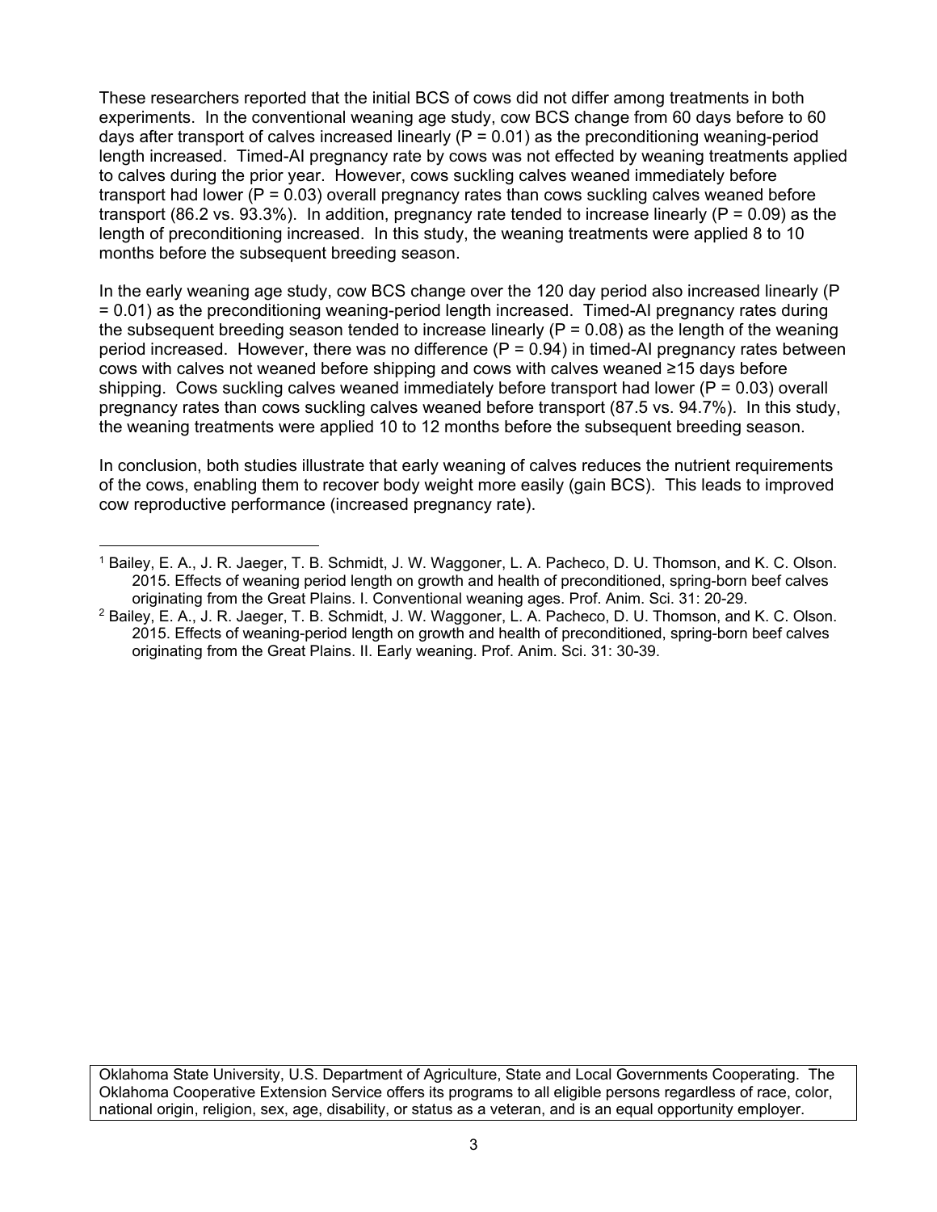These researchers reported that the initial BCS of cows did not differ among treatments in both experiments. In the conventional weaning age study, cow BCS change from 60 days before to 60 days after transport of calves increased linearly ($P = 0.01$) as the preconditioning weaning-period length increased. Timed-AI pregnancy rate by cows was not effected by weaning treatments applied to calves during the prior year. However, cows suckling calves weaned immediately before transport had lower ($P = 0.03$) overall pregnancy rates than cows suckling calves weaned before transport (86.2 vs. 93.3%). In addition, pregnancy rate tended to increase linearly ($P = 0.09$) as the length of preconditioning increased. In this study, the weaning treatments were applied 8 to 10 months before the subsequent breeding season.

In the early weaning age study, cow BCS change over the 120 day period also increased linearly ($P = 0.01$) as the preconditioning weaning-period length increased. Timed-AI pregnancy rates during the subsequent breeding season tended to increase linearly ($P = 0.08$) as the length of the weaning period increased. However, there was no difference ($P = 0.94$) in timed-AI pregnancy rates between cows with calves not weaned before shipping and cows with calves weaned ≥15 days before shipping. Cows suckling calves weaned immediately before transport had lower ($P = 0.03$) overall pregnancy rates than cows suckling calves weaned before transport (87.5 vs. 94.7%). In this study, the weaning treatments were applied 10 to 12 months before the subsequent breeding season.

In conclusion, both studies illustrate that early weaning of calves reduces the nutrient requirements of the cows, enabling them to recover body weight more easily (gain BCS). This leads to improved cow reproductive performance (increased pregnancy rate).

---

[1] Bailey, E. A., J. R. Jaeger, T. B. Schmidt, J. W. Waggoner, L. A. Pacheco, D. U. Thomson, and K. C. Olson. 2015. Effects of weaning period length on growth and health of preconditioned, spring-born beef calves originating from the Great Plains. I. Conventional weaning ages. Prof. Anim. Sci. 31: 20-29.

[2] Bailey, E. A., J. R. Jaeger, T. B. Schmidt, J. W. Waggoner, L. A. Pacheco, D. U. Thomson, and K. C. Olson. 2015. Effects of weaning-period length on growth and health of preconditioned, spring-born beef calves originating from the Great Plains. II. Early weaning. Prof. Anim. Sci. 31: 30-39.

Oklahoma State University, U.S. Department of Agriculture, State and Local Governments Cooperating. The Oklahoma Cooperative Extension Service offers its programs to all eligible persons regardless of race, color, national origin, religion, sex, age, disability, or status as a veteran, and is an equal opportunity employer.